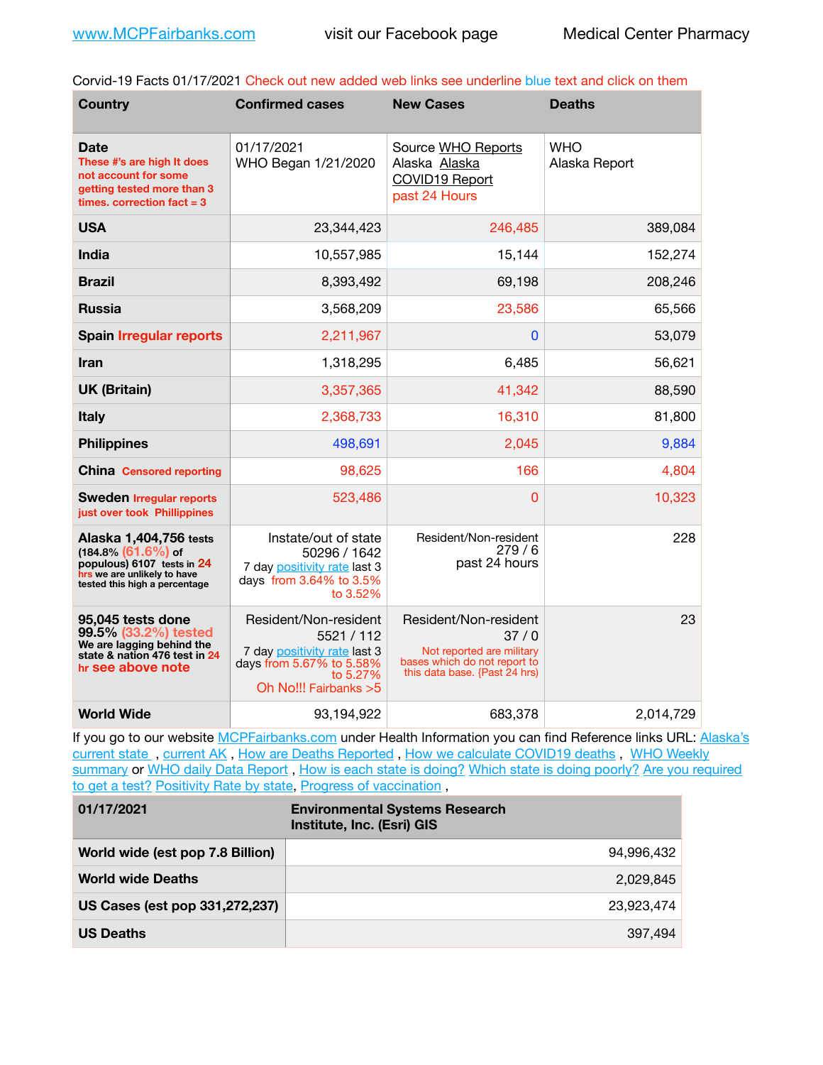www.MCPFairbanks.com visit our Facebook page Medical Center Pharmacy

Corvid-19 Facts 01/17/2021 Check out new added web links see underline blue text and click on them

| Country | Confirmed cases | New Cases | Deaths |
|---|---|---|---|
| **Date** These #'s are high It does not account for some getting tested more than 3 times. correction fact = 3 | 01/17/2021 WHO Began 1/21/2020 | Source WHO Reports Alaska Alaska COVID19 Report past 24 Hours | WHO Alaska Report |
| **USA** | 23,344,423 | 246,485 | 389,084 |
| **India** | 10,557,985 | 15,144 | 152,274 |
| **Brazil** | 8,393,492 | 69,198 | 208,246 |
| **Russia** | 3,568,209 | 23,586 | 65,566 |
| **Spain** Irregular reports | 2,211,967 | 0 | 53,079 |
| **Iran** | 1,318,295 | 6,485 | 56,621 |
| **UK (Britain)** | 3,357,365 | 41,342 | 88,590 |
| **Italy** | 2,368,733 | 16,310 | 81,800 |
| **Philippines** | 498,691 | 2,045 | 9,884 |
| **China** Censored reporting | 98,625 | 166 | 4,804 |
| **Sweden** Irregular reports just over took Phillippines | 523,486 | 0 | 10,323 |
| **Alaska 1,404,756** tests (184.8% (61.6%) of populous) 6107 tests in 24 hrs we are unlikely to have tested this high a percentage | Instate/out of state 50296 / 1642 7 day positivity rate last 3 days from 3.64% to 3.5% to 3.52% | Resident/Non-resident 279 / 6 past 24 hours | 228 |
| **95,045 tests done 99.5% (33.2%) tested** We are lagging behind the state & nation 476 test in 24 hr see above note | Resident/Non-resident 5521 / 112 7 day positivity rate last 3 days from 5.67% to 5.58% to 5.27% Oh No!!! Fairbanks >5 | Resident/Non-resident 37 / 0 Not reported are military bases which do not report to this data base. {Past 24 hrs) | 23 |
| **World Wide** | 93,194,922 | 683,378 | 2,014,729 |

If you go to our website MCPFairbanks.com under Health Information you can find Reference links URL: Alaska's current state , current AK , How are Deaths Reported , How we calculate COVID19 deaths , WHO Weekly summary or WHO daily Data Report , How is each state is doing? Which state is doing poorly? Are you required to get a test? Positivity Rate by state, Progress of vaccination ,

| 01/17/2021 | Environmental Systems Research Institute, Inc. (Esri) GIS |
|---|---|
| **World wide (est pop 7.8 Billion)** | 94,996,432 |
| **World wide Deaths** | 2,029,845 |
| **US Cases (est pop 331,272,237)** | 23,923,474 |
| **US Deaths** | 397,494 |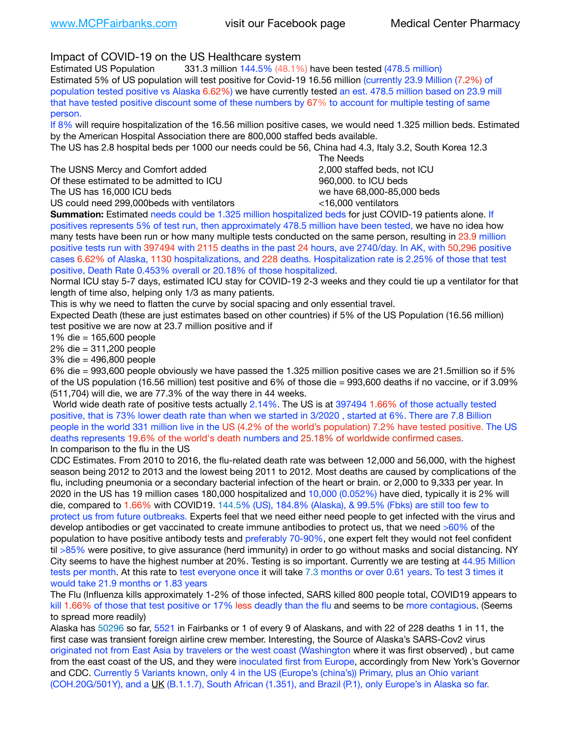www.MCPFairbanks.com visit our Facebook page Medical Center Pharmacy

## Impact of COVID-19 on the US Healthcare system

Estimated US Population 331.3 million 144.5% (48.1%) have been tested (478.5 million)
Estimated 5% of US population will test positive for Covid-19 16.56 million (currently 23.9 Million (7.2%) of population tested positive vs Alaska 6.62%) we have currently tested an est. 478.5 million based on 23.9 mill that have tested positive discount some of these numbers by 67% to account for multiple testing of same person.
If 8% will require hospitalization of the 16.56 million positive cases, we would need 1.325 million beds. Estimated by the American Hospital Association there are 800,000 staffed beds available.
The US has 2.8 hospital beds per 1000 our needs could be 56, China had 4.3, Italy 3.2, South Korea 12.3

| | The Needs |
|---|---|
| The USNS Mercy and Comfort added | 2,000 staffed beds, not ICU |
| Of these estimated to be admitted to ICU | 960,000. to ICU beds |
| The US has 16,000 ICU beds | we have 68,000-85,000 beds |
| US could need 299,000beds with ventilators | <16,000 ventilators |

**Summation:** Estimated needs could be 1.325 million hospitalized beds for just COVID-19 patients alone. If positives represents 5% of test run, then approximately 478.5 million have been tested, we have no idea how many tests have been run or how many multiple tests conducted on the same person, resulting in 23.9 million positive tests run with 397494 with 2115 deaths in the past 24 hours, ave 2740/day. In AK, with 50,296 positive cases 6.62% of Alaska, 1130 hospitalizations, and 228 deaths. Hospitalization rate is 2.25% of those that test positive, Death Rate 0.453% overall or 20.18% of those hospitalized.
Normal ICU stay 5-7 days, estimated ICU stay for COVID-19 2-3 weeks and they could tie up a ventilator for that length of time also, helping only 1/3 as many patients.
This is why we need to flatten the curve by social spacing and only essential travel.
Expected Death (these are just estimates based on other countries) if 5% of the US Population (16.56 million) test positive we are now at 23.7 million positive and if
1% die = 165,600 people
2% die = 311,200 people
3% die = 496,800 people
6% die = 993,600 people obviously we have passed the 1.325 million positive cases we are 21.5million so if 5% of the US population (16.56 million) test positive and 6% of those die = 993,600 deaths if no vaccine, or if 3.09% (511,704) will die, we are 77.3% of the way there in 44 weeks.
World wide death rate of positive tests actually 2.14%. The US is at 397494 1.66% of those actually tested positive, that is 73% lower death rate than when we started in 3/2020 , started at 6%. There are 7.8 Billion people in the world 331 million live in the US (4.2% of the world's population) 7.2% have tested positive. The US deaths represents 19.6% of the world's death numbers and 25.18% of worldwide confirmed cases.
In comparison to the flu in the US
CDC Estimates. From 2010 to 2016, the flu-related death rate was between 12,000 and 56,000, with the highest season being 2012 to 2013 and the lowest being 2011 to 2012. Most deaths are caused by complications of the flu, including pneumonia or a secondary bacterial infection of the heart or brain. or 2,000 to 9,333 per year. In 2020 in the US has 19 million cases 180,000 hospitalized and 10,000 (0.052%) have died, typically it is 2% will die, compared to 1.66% with COVID19. 144.5% (US), 184.8% (Alaska), & 99.5% (Fbks) are still too few to protect us from future outbreaks. Experts feel that we need either need people to get infected with the virus and develop antibodies or get vaccinated to create immune antibodies to protect us, that we need >60% of the population to have positive antibody tests and preferably 70-90%, one expert felt they would not feel confident til >85% were positive, to give assurance (herd immunity) in order to go without masks and social distancing. NY City seems to have the highest number at 20%. Testing is so important. Currently we are testing at 44.95 Million tests per month. At this rate to test everyone once it will take 7.3 months or over 0.61 years. To test 3 times it would take 21.9 months or 1.83 years
The Flu (Influenza kills approximately 1-2% of those infected, SARS killed 800 people total, COVID19 appears to kill 1.66% of those that test positive or 17% less deadly than the flu and seems to be more contagious. (Seems to spread more readily)
Alaska has 50296 so far, 5521 in Fairbanks or 1 of every 9 of Alaskans, and with 22 of 228 deaths 1 in 11, the first case was transient foreign airline crew member. Interesting, the Source of Alaska's SARS-Cov2 virus originated not from East Asia by travelers or the west coast (Washington where it was first observed) , but came from the east coast of the US, and they were inoculated first from Europe, accordingly from New York's Governor and CDC. Currently 5 Variants known, only 4 in the US (Europe's (china's)) Primary, plus an Ohio variant (COH.20G/501Y), and a UK (B.1.1.7), South African (1.351), and Brazil (P.1), only Europe's in Alaska so far.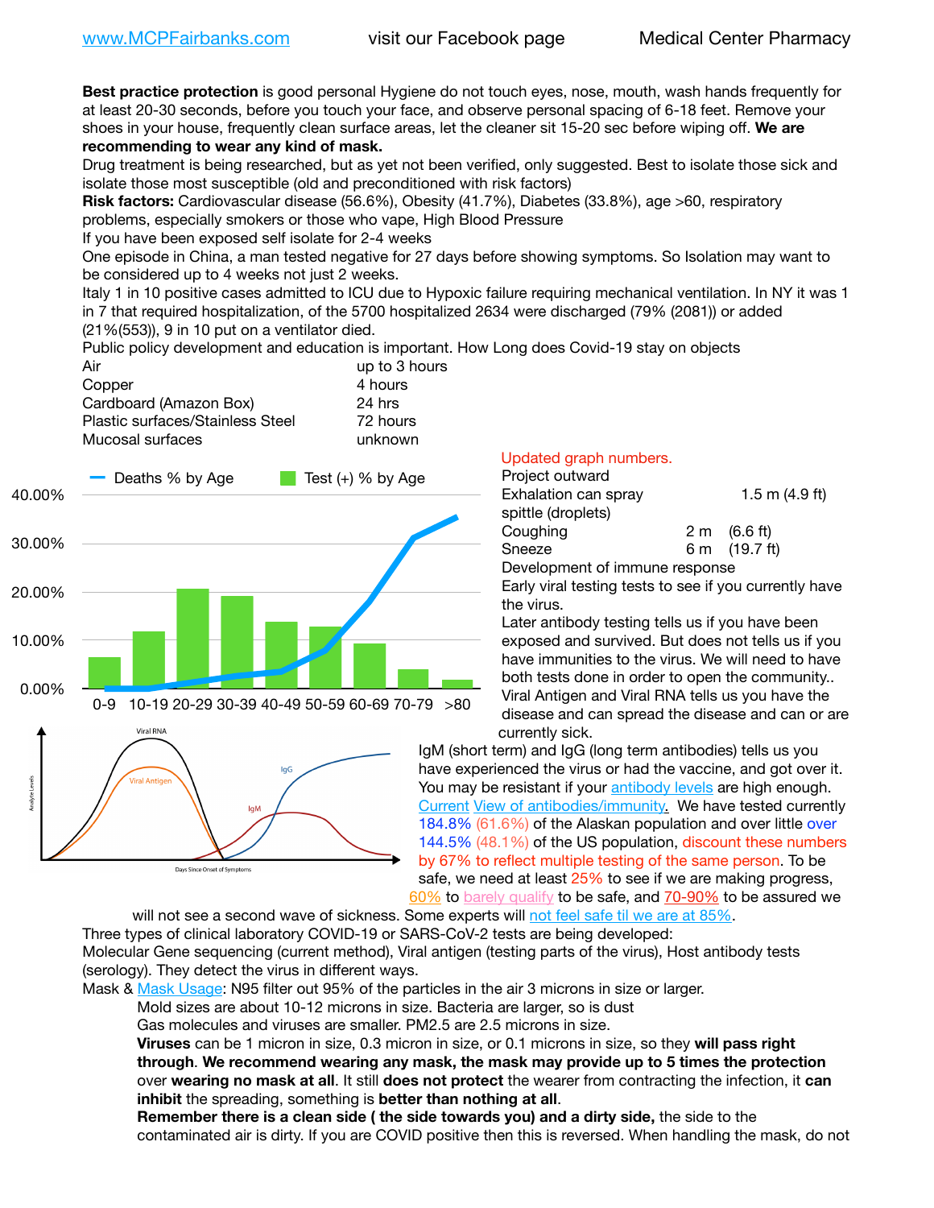www.MCPFairbanks.com visit our Facebook page Medical Center Pharmacy

**Best practice protection** is good personal Hygiene do not touch eyes, nose, mouth, wash hands frequently for at least 20-30 seconds, before you touch your face, and observe personal spacing of 6-18 feet. Remove your shoes in your house, frequently clean surface areas, let the cleaner sit 15-20 sec before wiping off. **We are recommending to wear any kind of mask.**

Drug treatment is being researched, but as yet not been verified, only suggested. Best to isolate those sick and isolate those most susceptible (old and preconditioned with risk factors)

**Risk factors:** Cardiovascular disease (56.6%), Obesity (41.7%), Diabetes (33.8%), age >60, respiratory problems, especially smokers or those who vape, High Blood Pressure

If you have been exposed self isolate for 2-4 weeks

One episode in China, a man tested negative for 27 days before showing symptoms. So Isolation may want to be considered up to 4 weeks not just 2 weeks.

Italy 1 in 10 positive cases admitted to ICU due to Hypoxic failure requiring mechanical ventilation. In NY it was 1 in 7 that required hospitalization, of the 5700 hospitalized 2634 were discharged (79% (2081)) or added (21%(553)), 9 in 10 put on a ventilator died.

Public policy development and education is important. How Long does Covid-19 stay on objects

| | |
|---|---|
| Air | up to 3 hours |
| Copper | 4 hours |
| Cardboard (Amazon Box) | 24 hrs |
| Plastic surfaces/Stainless Steel | 72 hours |
| Mucosal surfaces | unknown |

Deaths % by Age
Test (+) % by Age
40.00%
30.00%
20.00%
10.00%
0.00%
0-9 10-19 20-29 30-39 40-49 50-59 60-69 70-79 >80

Updated graph numbers.

Project outward

| | | |
|---|---|---|
| Exhalation can spray spittle (droplets) | 1.5 m | (4.9 ft) |
| Coughing | 2 m | (6.6 ft) |
| Sneeze | 6 m | (19.7 ft) |

Development of immune response

Early viral testing tests to see if you currently have the virus.

Later antibody testing tells us if you have been exposed and survived. But does not tells us if you have immunities to the virus. We will need to have both tests done in order to open the community..

Viral Antigen and Viral RNA tells us you have the disease and can spread the disease and can or are currently sick.

Viral RNA
Viral Antigen
IgG
IgM
Analyte Levels
Days Since Onset of Symptoms

IgM (short term) and IgG (long term antibodies) tells us you have experienced the virus or had the vaccine, and got over it. You may be resistant if your antibody levels are high enough. Current View of antibodies/immunity. We have tested currently 184.8% (61.6%) of the Alaskan population and over little over 144.5% (48.1%) of the US population, discount these numbers by 67% to reflect multiple testing of the same person. To be safe, we need at least 25% to see if we are making progress, 60% to barely qualify to be safe, and 70-90% to be assured we will not see a second wave of sickness. Some experts will not feel safe til we are at 85%.

Three types of clinical laboratory COVID-19 or SARS-CoV-2 tests are being developed:

Molecular Gene sequencing (current method), Viral antigen (testing parts of the virus), Host antibody tests (serology). They detect the virus in different ways.

Mask & Mask Usage: N95 filter out 95% of the particles in the air 3 microns in size or larger.

Mold sizes are about 10-12 microns in size. Bacteria are larger, so is dust

Gas molecules and viruses are smaller. PM2.5 are 2.5 microns in size.

**Viruses** can be 1 micron in size, 0.3 micron in size, or 0.1 microns in size, so they **will pass right through**. **We recommend wearing any mask, the mask may provide up to 5 times the protection** over **wearing no mask at all**. It still **does not protect** the wearer from contracting the infection, it **can inhibit** the spreading, something is **better than nothing at all**.

**Remember there is a clean side ( the side towards you) and a dirty side,** the side to the contaminated air is dirty. If you are COVID positive then this is reversed. When handling the mask, do not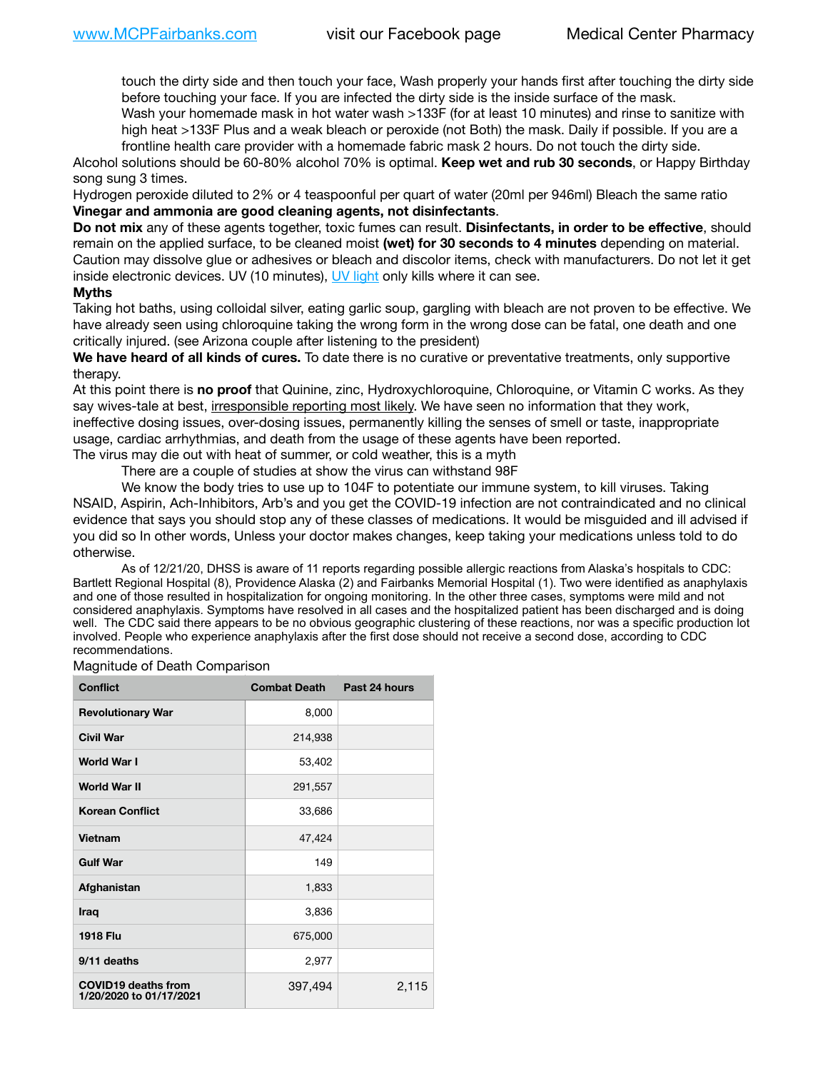touch the dirty side and then touch your face, Wash properly your hands first after touching the dirty side before touching your face. If you are infected the dirty side is the inside surface of the mask.

Wash your homemade mask in hot water wash >133F (for at least 10 minutes) and rinse to sanitize with high heat >133F Plus and a weak bleach or peroxide (not Both) the mask. Daily if possible. If you are a frontline health care provider with a homemade fabric mask 2 hours. Do not touch the dirty side.

Alcohol solutions should be 60-80% alcohol 70% is optimal. **Keep wet and rub 30 seconds**, or Happy Birthday song sung 3 times.

Hydrogen peroxide diluted to 2% or 4 teaspoonful per quart of water (20ml per 946ml) Bleach the same ratio **Vinegar and ammonia are good cleaning agents, not disinfectants**.

**Do not mix** any of these agents together, toxic fumes can result. **Disinfectants, in order to be effective**, should remain on the applied surface, to be cleaned moist **(wet) for 30 seconds to 4 minutes** depending on material. Caution may dissolve glue or adhesives or bleach and discolor items, check with manufacturers. Do not let it get inside electronic devices. UV (10 minutes), UV light only kills where it can see.

**Myths**

Taking hot baths, using colloidal silver, eating garlic soup, gargling with bleach are not proven to be effective. We have already seen using chloroquine taking the wrong form in the wrong dose can be fatal, one death and one critically injured. (see Arizona couple after listening to the president)

**We have heard of all kinds of cures.** To date there is no curative or preventative treatments, only supportive therapy.

At this point there is **no proof** that Quinine, zinc, Hydroxychloroquine, Chloroquine, or Vitamin C works. As they say wives-tale at best, irresponsible reporting most likely. We have seen no information that they work, ineffective dosing issues, over-dosing issues, permanently killing the senses of smell or taste, inappropriate usage, cardiac arrhythmias, and death from the usage of these agents have been reported.

The virus may die out with heat of summer, or cold weather, this is a myth

There are a couple of studies at show the virus can withstand 98F

We know the body tries to use up to 104F to potentiate our immune system, to kill viruses. Taking NSAID, Aspirin, Ach-Inhibitors, Arb's and you get the COVID-19 infection are not contraindicated and no clinical evidence that says you should stop any of these classes of medications. It would be misguided and ill advised if you did so In other words, Unless your doctor makes changes, keep taking your medications unless told to do otherwise.

As of 12/21/20, DHSS is aware of 11 reports regarding possible allergic reactions from Alaska's hospitals to CDC: Bartlett Regional Hospital (8), Providence Alaska (2) and Fairbanks Memorial Hospital (1). Two were identified as anaphylaxis and one of those resulted in hospitalization for ongoing monitoring. In the other three cases, symptoms were mild and not considered anaphylaxis. Symptoms have resolved in all cases and the hospitalized patient has been discharged and is doing well. The CDC said there appears to be no obvious geographic clustering of these reactions, nor was a specific production lot involved. People who experience anaphylaxis after the first dose should not receive a second dose, according to CDC recommendations.

Magnitude of Death Comparison

| Conflict | Combat Death | Past 24 hours |
|---|---|---|
| Revolutionary War | 8,000 | |
| Civil War | 214,938 | |
| World War I | 53,402 | |
| World War II | 291,557 | |
| Korean Conflict | 33,686 | |
| Vietnam | 47,424 | |
| Gulf War | 149 | |
| Afghanistan | 1,833 | |
| Iraq | 3,836 | |
| 1918 Flu | 675,000 | |
| 9/11 deaths | 2,977 | |
| COVID19 deaths from 1/20/2020 to 01/17/2021 | 397,494 | 2,115 |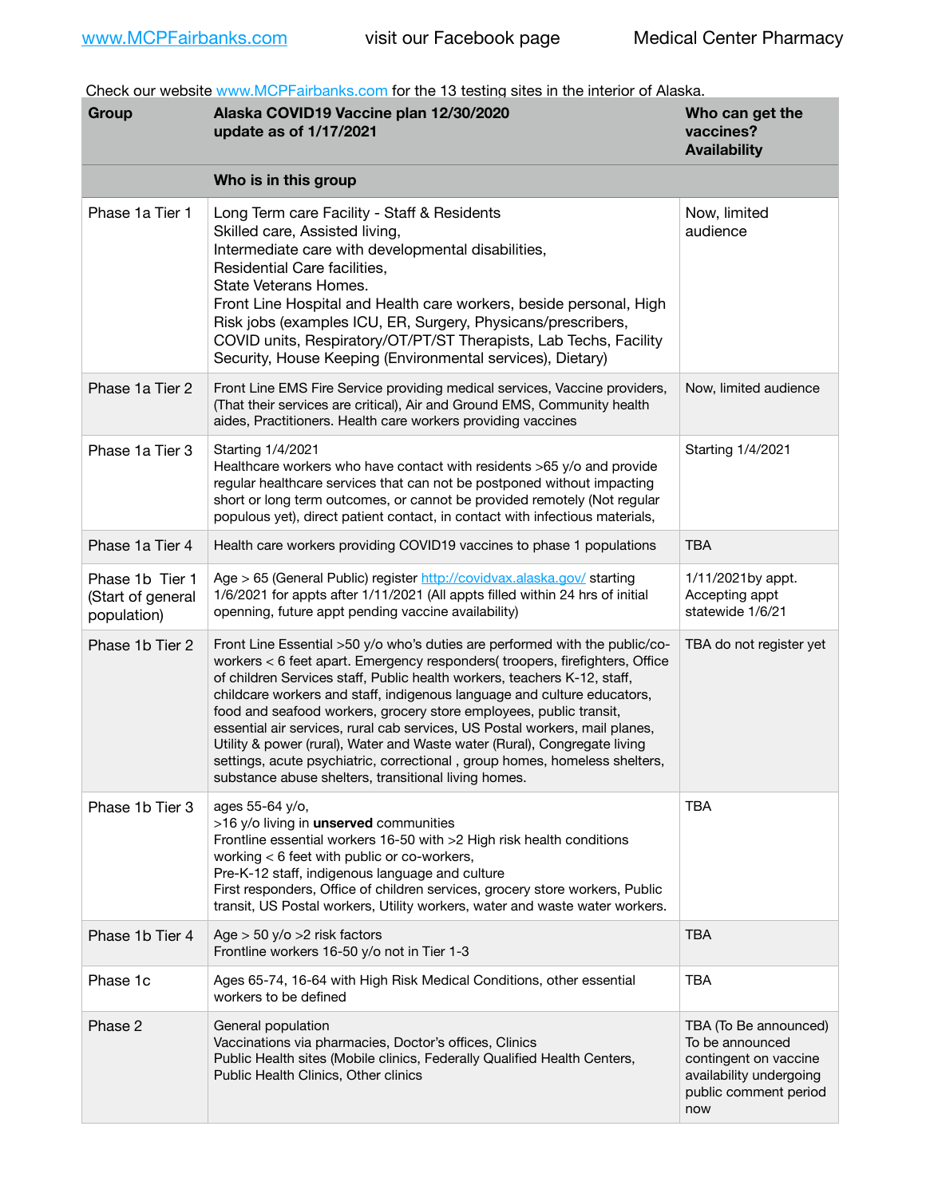www.MCPFairbanks.com visit our Facebook page Medical Center Pharmacy

Check our website www.MCPFairbanks.com for the 13 testing sites in the interior of Alaska.

| Group | Alaska COVID19 Vaccine plan 12/30/2020 update as of 1/17/2021 | Who can get the vaccines? Availability |
|---|---|---|
| | **Who is in this group** | |
| Phase 1a Tier 1 | Long Term care Facility - Staff & Residents<br>Skilled care, Assisted living,<br>Intermediate care with developmental disabilities,<br>Residential Care facilities,<br>State Veterans Homes.<br>Front Line Hospital and Health care workers, beside personal, High Risk jobs (examples ICU, ER, Surgery, Physcans/prescribers, COVID units, Respiratory/OT/PT/ST Therapists, Lab Techs, Facility Security, House Keeping (Environmental services), Dietary) | Now, limited audience |
| Phase 1a Tier 2 | Front Line EMS Fire Service providing medical services, Vaccine providers, (That their services are critical), Air and Ground EMS, Community health aides, Practitioners. Health care workers providing vaccines | Now, limited audience |
| Phase 1a Tier 3 | Starting 1/4/2021<br>Healthcare workers who have contact with residents >65 y/o and provide regular healthcare services that can not be postponed without impacting short or long term outcomes, or cannot be provided remotely (Not regular populous yet), direct patient contact, in contact with infectious materials, | Starting 1/4/2021 |
| Phase 1a Tier 4 | Health care workers providing COVID19 vaccines to phase 1 populations | TBA |
| Phase 1b Tier 1 (Start of general population) | Age > 65 (General Public) register http://covidvax.alaska.gov/ starting 1/6/2021 for appts after 1/11/2021 (All appts filled within 24 hrs of initial openning, future appt pending vaccine availability) | 1/11/2021by appt. Accepting appt statewide 1/6/21 |
| Phase 1b Tier 2 | Front Line Essential >50 y/o who's duties are performed with the public/co-workers < 6 feet apart. Emergency responders( troopers, firefighters, Office of children Services staff, Public health workers, teachers K-12, staff, childcare workers and staff, indigenous language and culture educators, food and seafood workers, grocery store employees, public transit, essential air services, rural cab services, US Postal workers, mail planes, Utility & power (rural), Water and Waste water (Rural), Congregate living settings, acute psychiatric, correctional , group homes, homeless shelters, substance abuse shelters, transitional living homes. | TBA do not register yet |
| Phase 1b Tier 3 | ages 55-64 y/o,<br>>16 y/o living in **unserved** communities<br>Frontline essential workers 16-50 with >2 High risk health conditions working < 6 feet with public or co-workers,<br>Pre-K-12 staff, indigenous language and culture<br>First responders, Office of children services, grocery store workers, Public transit, US Postal workers, Utility workers, water and waste water workers. | TBA |
| Phase 1b Tier 4 | Age > 50 y/o >2 risk factors<br>Frontline workers 16-50 y/o not in Tier 1-3 | TBA |
| Phase 1c | Ages 65-74, 16-64 with High Risk Medical Conditions, other essential workers to be defined | TBA |
| Phase 2 | General population<br>Vaccinations via pharmacies, Doctor's offices, Clinics<br>Public Health sites (Mobile clinics, Federally Qualified Health Centers, Public Health Clinics, Other clinics | TBA (To Be announced) To be announced contingent on vaccine availability undergoing public comment period now |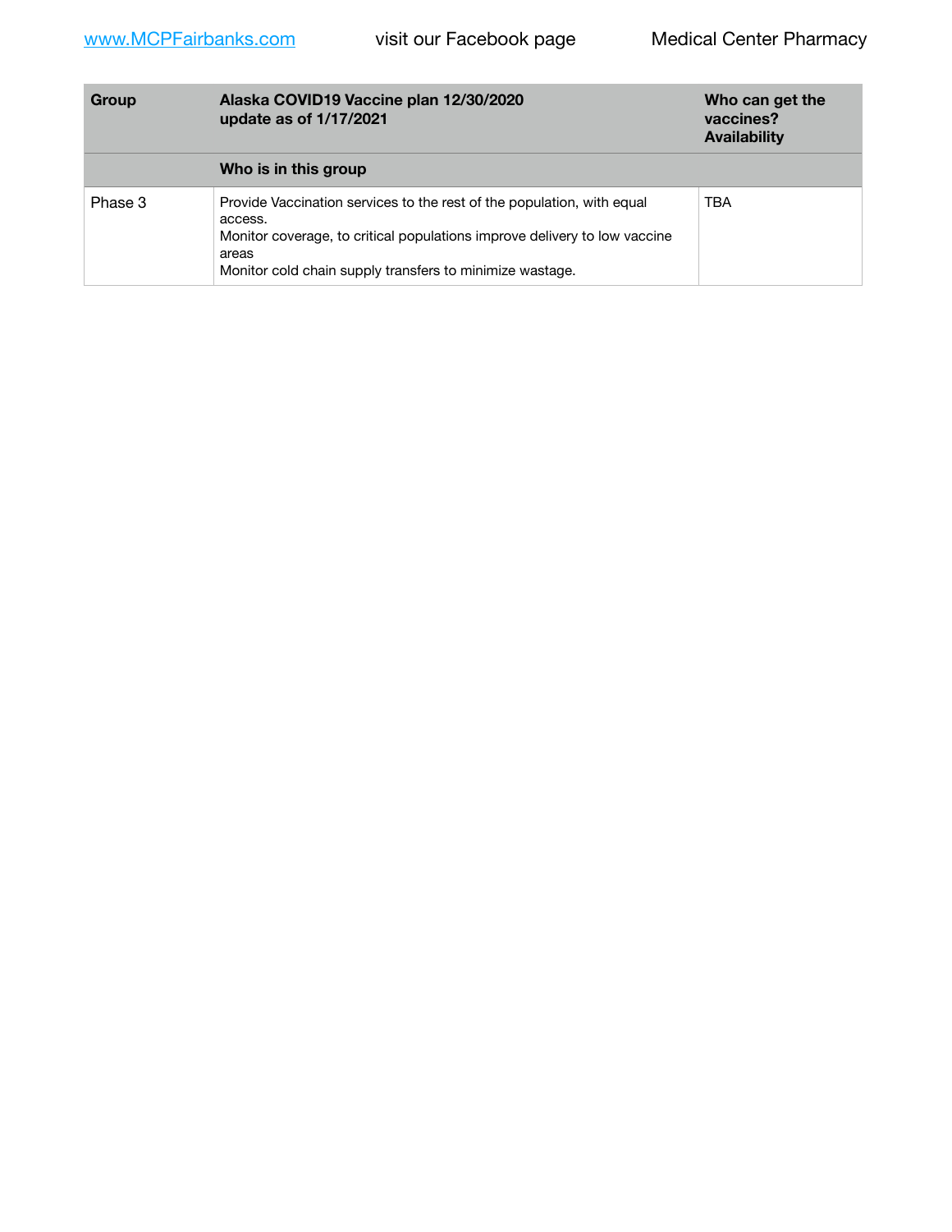| Group | Alaska COVID19 Vaccine plan 12/30/2020 update as of 1/17/2021 | Who can get the vaccines? Availability |
|---|---|---|
| | **Who is in this group** | |
| Phase 3 | Provide Vaccination services to the rest of the population, with equal access.<br>Monitor coverage, to critical populations improve delivery to low vaccine areas<br>Monitor cold chain supply transfers to minimize wastage. | TBA |